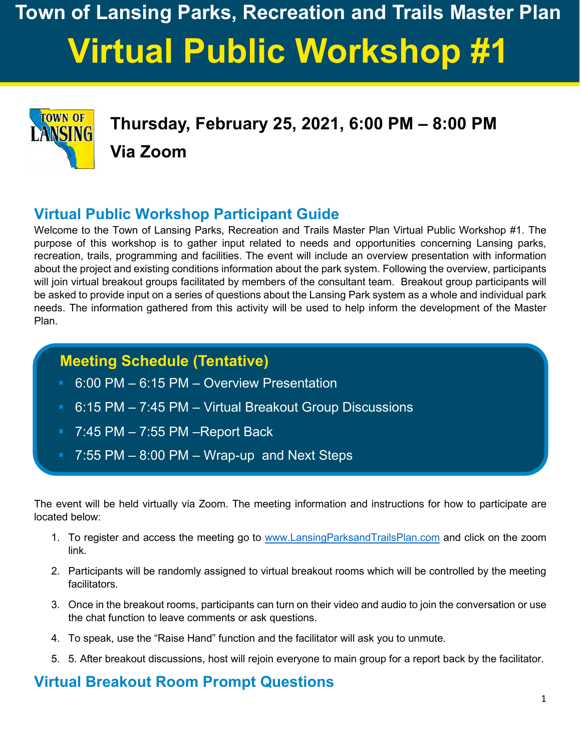# Town of Lansing Parks, Recreation and Trails Master Plan

# Virtual Public Workshop #1

## Thursday, February 25, 2021, 6:00 PM – 8:00 PM

## Via Zoom

## Virtual Public Workshop Participant Guide

Welcome to the Town of Lansing Parks, Recreation and Trails Master Plan Virtual Public Workshop #1. The purpose of this workshop is to gather input related to needs and opportunities concerning Lansing parks, recreation, trails, programming and facilities. The event will include an overview presentation with information about the project and existing conditions information about the park system. Following the overview, participants will join virtual breakout groups facilitated by members of the consultant team. Breakout group participants will be asked to provide input on a series of questions about the Lansing Park system as a whole and individual park needs. The information gathered from this activity will be used to help inform the development of the Master Plan.

### Meeting Schedule (Tentative)

- 6:00 PM – 6:15 PM – Overview Presentation
- 6:15 PM – 7:45 PM – Virtual Breakout Group Discussions
- 7:45 PM – 7:55 PM –Report Back
- 7:55 PM – 8:00 PM – Wrap-up and Next Steps

The event will be held virtually via Zoom. The meeting information and instructions for how to participate are located below:

1. To register and access the meeting go to [www.LansingParksandTrailsPlan.com](http://www.LansingParksandTrailsPlan.com) and click on the zoom link.
2. Participants will be randomly assigned to virtual breakout rooms which will be controlled by the meeting facilitators.
3. Once in the breakout rooms, participants can turn on their video and audio to join the conversation or use the chat function to leave comments or ask questions.
4. To speak, use the "Raise Hand" function and the facilitator will ask you to unmute.
5. 5. After breakout discussions, host will rejoin everyone to main group for a report back by the facilitator.

## Virtual Breakout Room Prompt Questions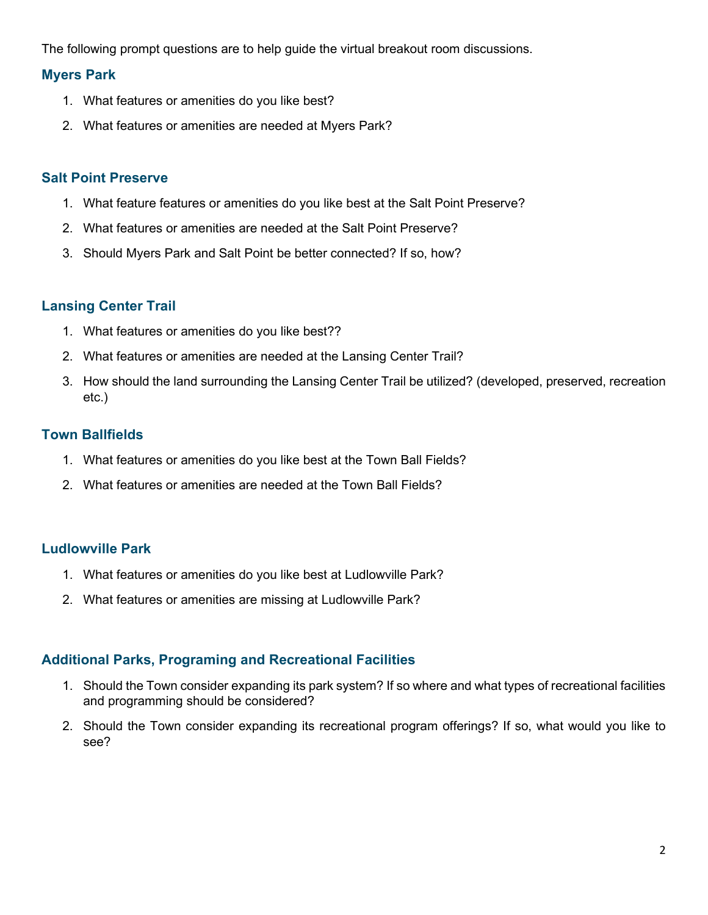The following prompt questions are to help guide the virtual breakout room discussions.

## Myers Park

1. What features or amenities do you like best?
2. What features or amenities are needed at Myers Park?

## Salt Point Preserve

1. What feature features or amenities do you like best at the Salt Point Preserve?
2. What features or amenities are needed at the Salt Point Preserve?
3. Should Myers Park and Salt Point be better connected? If so, how?

## Lansing Center Trail

1. What features or amenities do you like best??
2. What features or amenities are needed at the Lansing Center Trail?
3. How should the land surrounding the Lansing Center Trail be utilized? (developed, preserved, recreation etc.)

## Town Ballfields

1. What features or amenities do you like best at the Town Ball Fields?
2. What features or amenities are needed at the Town Ball Fields?

## Ludlowville Park

1. What features or amenities do you like best at Ludlowville Park?
2. What features or amenities are missing at Ludlowville Park?

## Additional Parks, Programing and Recreational Facilities

1. Should the Town consider expanding its park system? If so where and what types of recreational facilities and programming should be considered?
2. Should the Town consider expanding its recreational program offerings? If so, what would you like to see?